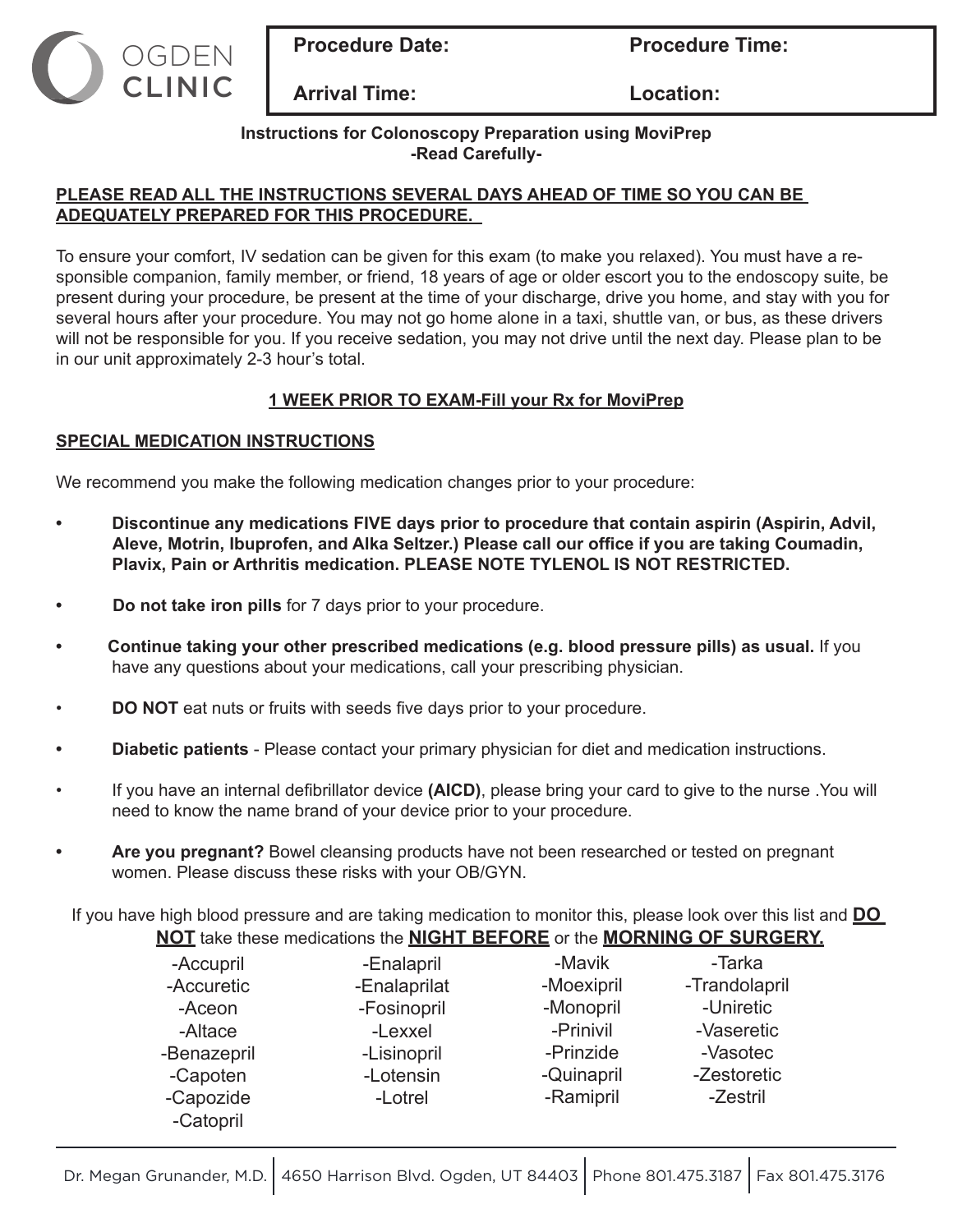OGDEN CLINIC

| Procedure Date: | Procedure Time: |
|---|---|
| Arrival Time: | Location: |

**Instructions for Colonoscopy Preparation using MoviPrep**
**-Read Carefully-**

**PLEASE READ ALL THE INSTRUCTIONS SEVERAL DAYS AHEAD OF TIME SO YOU CAN BE ADEQUATELY PREPARED FOR THIS PROCEDURE.**

To ensure your comfort, IV sedation can be given for this exam (to make you relaxed). You must have a responsible companion, family member, or friend, 18 years of age or older escort you to the endoscopy suite, be present during your procedure, be present at the time of your discharge, drive you home, and stay with you for several hours after your procedure. You may not go home alone in a taxi, shuttle van, or bus, as these drivers will not be responsible for you. If you receive sedation, you may not drive until the next day. Please plan to be in our unit approximately 2-3 hour's total.

**1 WEEK PRIOR TO EXAM-Fill your Rx for MoviPrep**

**SPECIAL MEDICATION INSTRUCTIONS**

We recommend you make the following medication changes prior to your procedure:

- **Discontinue any medications FIVE days prior to procedure that contain aspirin (Aspirin, Advil, Aleve, Motrin, Ibuprofen, and Alka Seltzer.) Please call our office if you are taking Coumadin, Plavix, Pain or Arthritis medication. PLEASE NOTE TYLENOL IS NOT RESTRICTED.**
- **Do not take iron pills** for 7 days prior to your procedure.
- **Continue taking your other prescribed medications (e.g. blood pressure pills) as usual.** If you have any questions about your medications, call your prescribing physician.
- **DO NOT** eat nuts or fruits with seeds five days prior to your procedure.
- **Diabetic patients** - Please contact your primary physician for diet and medication instructions.
- If you have an internal defibrillator device **(AICD)**, please bring your card to give to the nurse .You will need to know the name brand of your device prior to your procedure.
- **Are you pregnant?** Bowel cleansing products have not been researched or tested on pregnant women. Please discuss these risks with your OB/GYN.

If you have high blood pressure and are taking medication to monitor this, please look over this list and **DO NOT** take these medications the **NIGHT BEFORE** or the **MORNING OF SURGERY.**

| | | | |
|---|---|---|---|
| -Accupril | -Enalapril | -Mavik | -Tarka |
| -Accuretic | -Enalaprilat | -Moexipril | -Trandolapril |
| -Aceon | -Fosinopril | -Monopril | -Uniretic |
| -Altace | -Lexxel | -Prinivil | -Vaseretic |
| -Benazepril | -Lisinopril | -Prinzide | -Vasotec |
| -Capoten | -Lotensin | -Quinapril | -Zestoretic |
| -Capozide | -Lotrel | -Ramipril | -Zestril |
| -Catopril | | | |

Dr. Megan Grunander, M.D. | 4650 Harrison Blvd. Ogden, UT 84403 | Phone 801.475.3187 | Fax 801.475.3176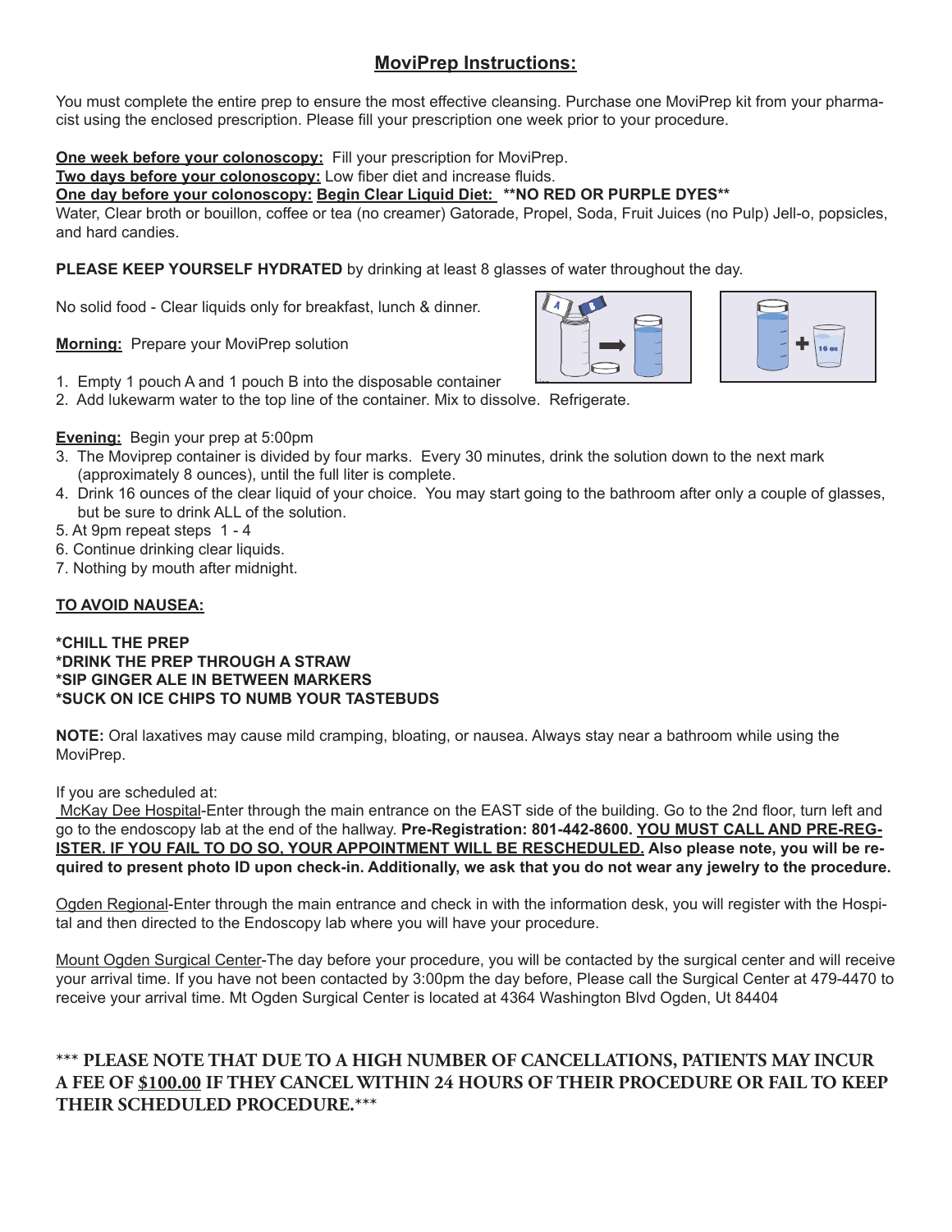## **MoviPrep Instructions:**

You must complete the entire prep to ensure the most effective cleansing. Purchase one MoviPrep kit from your pharmacist using the enclosed prescription. Please fill your prescription one week prior to your procedure.

**One week before your colonoscopy:** Fill your prescription for MoviPrep.
**Two days before your colonoscopy:** Low fiber diet and increase fluids.
**One day before your colonoscopy:** **Begin Clear Liquid Diet:** **\*\*NO RED OR PURPLE DYES\*\***
Water, Clear broth or bouillon, coffee or tea (no creamer) Gatorade, Propel, Soda, Fruit Juices (no Pulp) Jell-o, popsicles, and hard candies.

**PLEASE KEEP YOURSELF HYDRATED** by drinking at least 8 glasses of water throughout the day.

No solid food - Clear liquids only for breakfast, lunch & dinner.

**Morning:** Prepare your MoviPrep solution

1. Empty 1 pouch A and 1 pouch B into the disposable container
2. Add lukewarm water to the top line of the container. Mix to dissolve. Refrigerate.

**Evening:** Begin your prep at 5:00pm

3. The Moviprep container is divided by four marks. Every 30 minutes, drink the solution down to the next mark (approximately 8 ounces), until the full liter is complete.
4. Drink 16 ounces of the clear liquid of your choice. You may start going to the bathroom after only a couple of glasses, but be sure to drink ALL of the solution.
5. At 9pm repeat steps 1 - 4
6. Continue drinking clear liquids.
7. Nothing by mouth after midnight.

**TO AVOID NAUSEA:**

**\*CHILL THE PREP**
**\*DRINK THE PREP THROUGH A STRAW**
**\*SIP GINGER ALE IN BETWEEN MARKERS**
**\*SUCK ON ICE CHIPS TO NUMB YOUR TASTEBUDS**

**NOTE:** Oral laxatives may cause mild cramping, bloating, or nausea. Always stay near a bathroom while using the MoviPrep.

If you are scheduled at:
McKay Dee Hospital-Enter through the main entrance on the EAST side of the building. Go to the 2nd floor, turn left and go to the endoscopy lab at the end of the hallway. **Pre-Registration: 801-442-8600. YOU MUST CALL AND PRE-REGISTER. IF YOU FAIL TO DO SO, YOUR APPOINTMENT WILL BE RESCHEDULED. Also please note, you will be required to present photo ID upon check-in. Additionally, we ask that you do not wear any jewelry to the procedure.**

Ogden Regional-Enter through the main entrance and check in with the information desk, you will register with the Hospital and then directed to the Endoscopy lab where you will have your procedure.

Mount Ogden Surgical Center-The day before your procedure, you will be contacted by the surgical center and will receive your arrival time. If you have not been contacted by 3:00pm the day before, Please call the Surgical Center at 479-4470 to receive your arrival time. Mt Ogden Surgical Center is located at 4364 Washington Blvd Ogden, Ut 84404

\*\*\* **PLEASE NOTE THAT DUE TO A HIGH NUMBER OF CANCELLATIONS, PATIENTS MAY INCUR A FEE OF $100.00 IF THEY CANCEL WITHIN 24 HOURS OF THEIR PROCEDURE OR FAIL TO KEEP THEIR SCHEDULED PROCEDURE.**\*\*\*